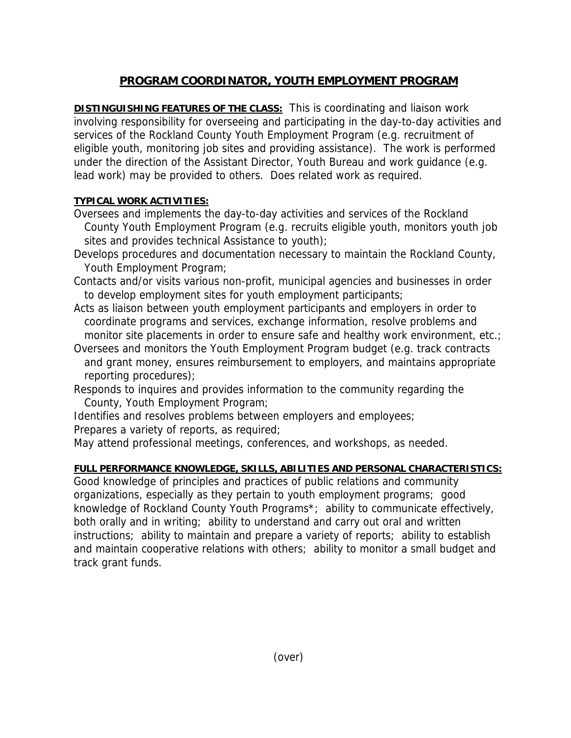# PROGRAM COORDINATOR, YOUTH EMPLOYMENT PROGRAM

**DISTINGUISHING FEATURES OF THE CLASS:** This is coordinating and liaison work involving responsibility for overseeing and participating in the day-to-day activities and services of the Rockland County Youth Employment Program (e.g. recruitment of eligible youth, monitoring job sites and providing assistance). The work is performed under the direction of the Assistant Director, Youth Bureau and work guidance (e.g. lead work) may be provided to others. Does related work as required.

**TYPICAL WORK ACTIVITIES:**

Oversees and implements the day-to-day activities and services of the Rockland County Youth Employment Program (e.g. recruits eligible youth, monitors youth job sites and provides technical Assistance to youth);

Develops procedures and documentation necessary to maintain the Rockland County, Youth Employment Program;

Contacts and/or visits various non-profit, municipal agencies and businesses in order to develop employment sites for youth employment participants;

Acts as liaison between youth employment participants and employers in order to coordinate programs and services, exchange information, resolve problems and monitor site placements in order to ensure safe and healthy work environment, etc.;

Oversees and monitors the Youth Employment Program budget (e.g. track contracts and grant money, ensures reimbursement to employers, and maintains appropriate reporting procedures);

Responds to inquires and provides information to the community regarding the County, Youth Employment Program;

Identifies and resolves problems between employers and employees;

Prepares a variety of reports, as required;

May attend professional meetings, conferences, and workshops, as needed.

**FULL PERFORMANCE KNOWLEDGE, SKILLS, ABILITIES AND PERSONAL CHARACTERISTICS:**

Good knowledge of principles and practices of public relations and community organizations, especially as they pertain to youth employment programs; good knowledge of Rockland County Youth Programs*; ability to communicate effectively, both orally and in writing; ability to understand and carry out oral and written instructions; ability to maintain and prepare a variety of reports; ability to establish and maintain cooperative relations with others; ability to monitor a small budget and track grant funds.

(over)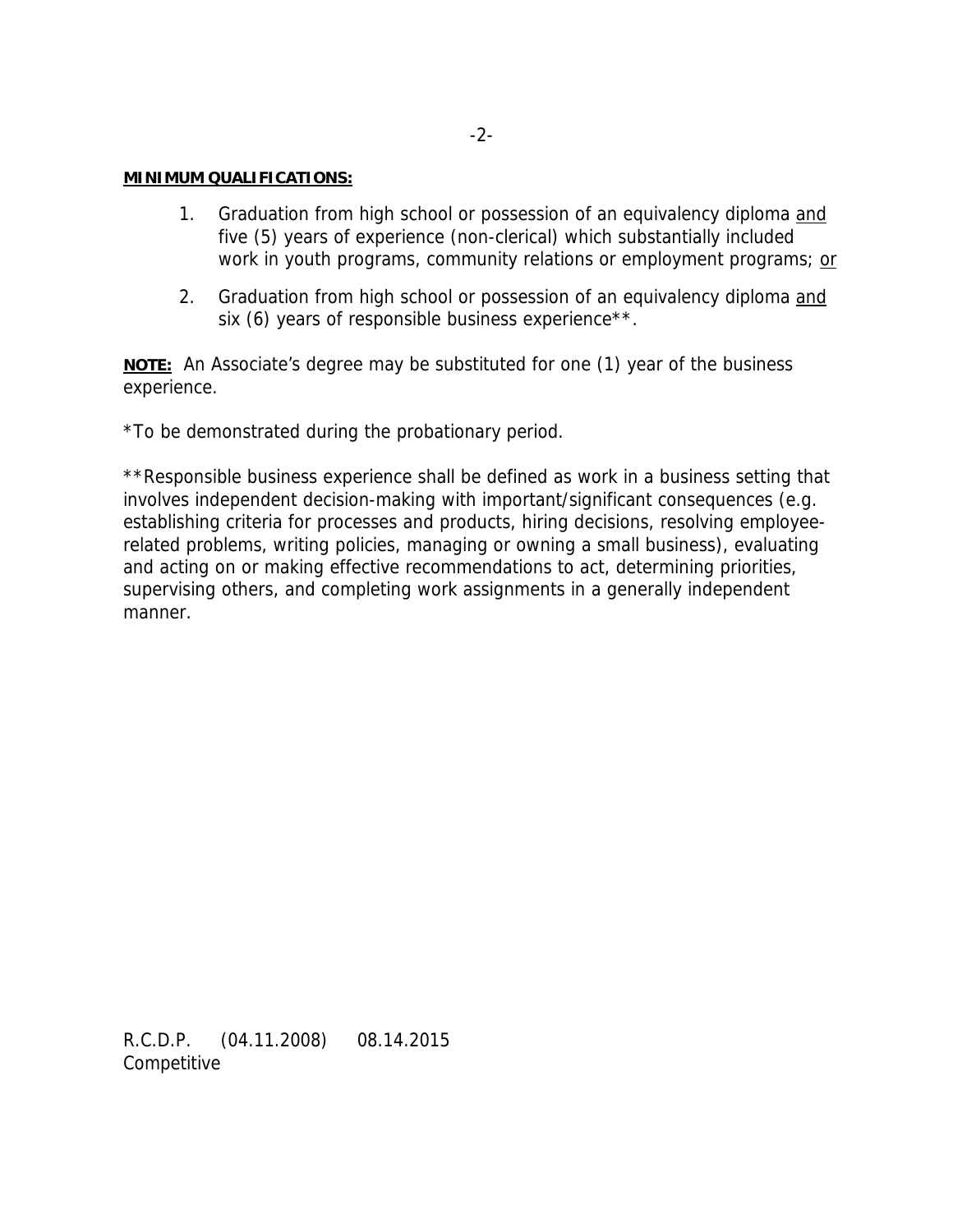**MINIMUM QUALIFICATIONS:**

1. Graduation from high school or possession of an equivalency diploma and five (5) years of experience (non-clerical) which substantially included work in youth programs, community relations or employment programs; or

2. Graduation from high school or possession of an equivalency diploma and six (6) years of responsible business experience**.

**NOTE:** An Associate's degree may be substituted for one (1) year of the business experience.

*To be demonstrated during the probationary period.

**Responsible business experience shall be defined as work in a business setting that involves independent decision-making with important/significant consequences (e.g. establishing criteria for processes and products, hiring decisions, resolving employee-related problems, writing policies, managing or owning a small business), evaluating and acting on or making effective recommendations to act, determining priorities, supervising others, and completing work assignments in a generally independent manner.

R.C.D.P. (04.11.2008) 08.14.2015
Competitive